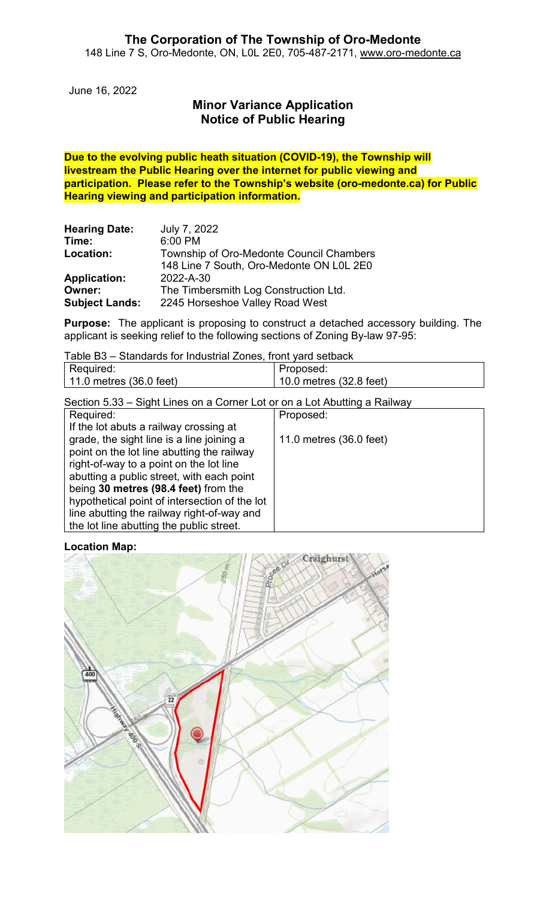# The Corporation of The Township of Oro-Medonte

148 Line 7 S, Oro-Medonte, ON, L0L 2E0, 705-487-2171, www.oro-medonte.ca

June 16, 2022

## Minor Variance Application
## Notice of Public Hearing

**Due to the evolving public heath situation (COVID-19), the Township will livestream the Public Hearing over the internet for public viewing and participation. Please refer to the Township's website (oro-medonte.ca) for Public Hearing viewing and participation information.**

**Hearing Date:** July 7, 2022
**Time:** 6:00 PM
**Location:** Township of Oro-Medonte Council Chambers
148 Line 7 South, Oro-Medonte ON L0L 2E0
**Application:** 2022-A-30
**Owner:** The Timbersmith Log Construction Ltd.
**Subject Lands:** 2245 Horseshoe Valley Road West

**Purpose:** The applicant is proposing to construct a detached accessory building. The applicant is seeking relief to the following sections of Zoning By-law 97-95:

Table B3 – Standards for Industrial Zones, front yard setback

| Required: | Proposed: |
| --- | --- |
| 11.0 metres (36.0 feet) | 10.0 metres (32.8 feet) |

Section 5.33 – Sight Lines on a Corner Lot or on a Lot Abutting a Railway

| Required: | Proposed: |
| --- | --- |
| If the lot abuts a railway crossing at grade, the sight line is a line joining a point on the lot line abutting the railway right-of-way to a point on the lot line abutting a public street, with each point being **30 metres (98.4 feet)** from the hypothetical point of intersection of the lot line abutting the railway right-of-way and the lot line abutting the public street. | 11.0 metres (36.0 feet) |

**Location Map:**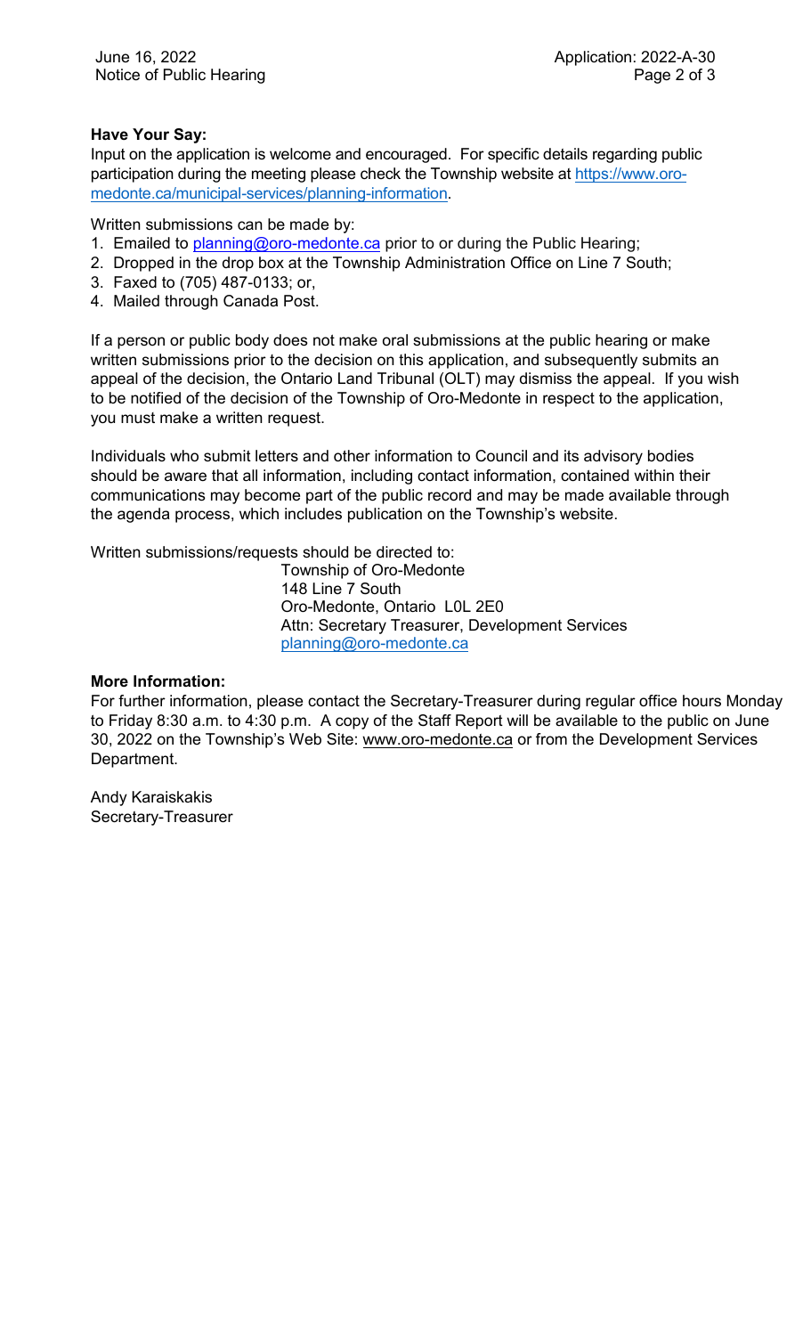**Have Your Say:**

Input on the application is welcome and encouraged. For specific details regarding public participation during the meeting please check the Township website at https://www.oro-medonte.ca/municipal-services/planning-information.

Written submissions can be made by:

1. Emailed to planning@oro-medonte.ca prior to or during the Public Hearing;
2. Dropped in the drop box at the Township Administration Office on Line 7 South;
3. Faxed to (705) 487-0133; or,
4. Mailed through Canada Post.

If a person or public body does not make oral submissions at the public hearing or make written submissions prior to the decision on this application, and subsequently submits an appeal of the decision, the Ontario Land Tribunal (OLT) may dismiss the appeal. If you wish to be notified of the decision of the Township of Oro-Medonte in respect to the application, you must make a written request.

Individuals who submit letters and other information to Council and its advisory bodies should be aware that all information, including contact information, contained within their communications may become part of the public record and may be made available through the agenda process, which includes publication on the Township's website.

Written submissions/requests should be directed to:

Township of Oro-Medonte
148 Line 7 South
Oro-Medonte, Ontario L0L 2E0
Attn: Secretary Treasurer, Development Services
planning@oro-medonte.ca

**More Information:**

For further information, please contact the Secretary-Treasurer during regular office hours Monday to Friday 8:30 a.m. to 4:30 p.m. A copy of the Staff Report will be available to the public on June 30, 2022 on the Township's Web Site: www.oro-medonte.ca or from the Development Services Department.

Andy Karaiskakis
Secretary-Treasurer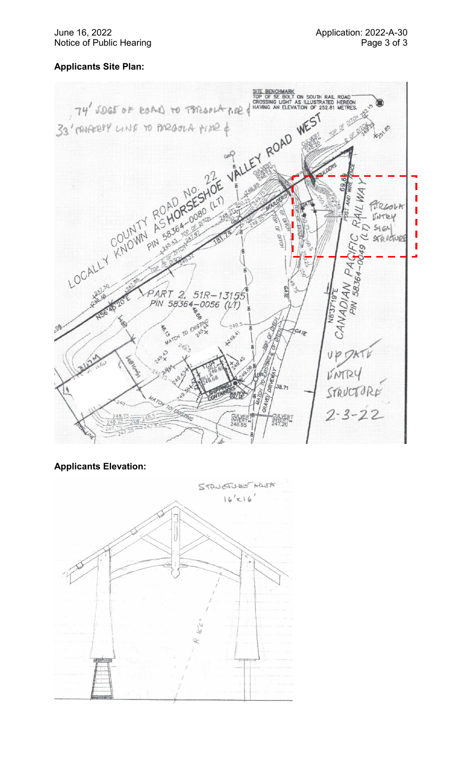**Applicants Site Plan:**

**Applicants Elevation:**